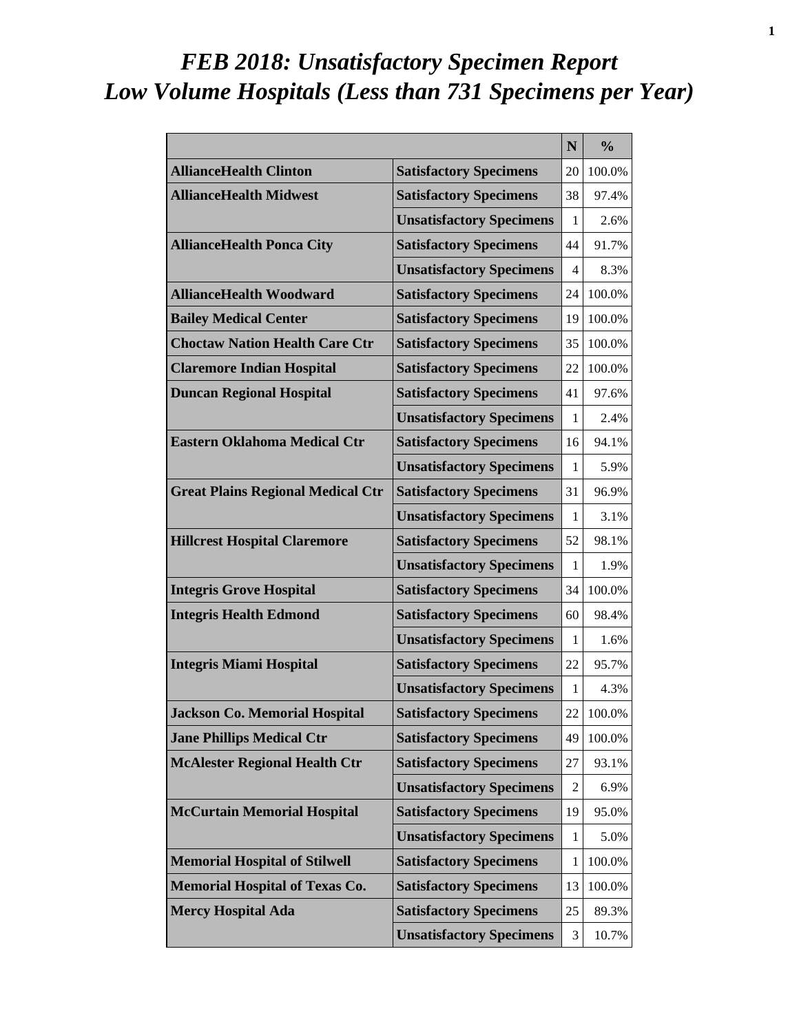# *FEB 2018: Unsatisfactory Specimen Report*
# *Low Volume Hospitals (Less than 731 Specimens per Year)*

| | | N | % |
|---|---|---|---|
| **AllianceHealth Clinton** | **Satisfactory Specimens** | 20 | 100.0% |
| **AllianceHealth Midwest** | **Satisfactory Specimens** | 38 | 97.4% |
| | **Unsatisfactory Specimens** | 1 | 2.6% |
| **AllianceHealth Ponca City** | **Satisfactory Specimens** | 44 | 91.7% |
| | **Unsatisfactory Specimens** | 4 | 8.3% |
| **AllianceHealth Woodward** | **Satisfactory Specimens** | 24 | 100.0% |
| **Bailey Medical Center** | **Satisfactory Specimens** | 19 | 100.0% |
| **Choctaw Nation Health Care Ctr** | **Satisfactory Specimens** | 35 | 100.0% |
| **Claremore Indian Hospital** | **Satisfactory Specimens** | 22 | 100.0% |
| **Duncan Regional Hospital** | **Satisfactory Specimens** | 41 | 97.6% |
| | **Unsatisfactory Specimens** | 1 | 2.4% |
| **Eastern Oklahoma Medical Ctr** | **Satisfactory Specimens** | 16 | 94.1% |
| | **Unsatisfactory Specimens** | 1 | 5.9% |
| **Great Plains Regional Medical Ctr** | **Satisfactory Specimens** | 31 | 96.9% |
| | **Unsatisfactory Specimens** | 1 | 3.1% |
| **Hillcrest Hospital Claremore** | **Satisfactory Specimens** | 52 | 98.1% |
| | **Unsatisfactory Specimens** | 1 | 1.9% |
| **Integris Grove Hospital** | **Satisfactory Specimens** | 34 | 100.0% |
| **Integris Health Edmond** | **Satisfactory Specimens** | 60 | 98.4% |
| | **Unsatisfactory Specimens** | 1 | 1.6% |
| **Integris Miami Hospital** | **Satisfactory Specimens** | 22 | 95.7% |
| | **Unsatisfactory Specimens** | 1 | 4.3% |
| **Jackson Co. Memorial Hospital** | **Satisfactory Specimens** | 22 | 100.0% |
| **Jane Phillips Medical Ctr** | **Satisfactory Specimens** | 49 | 100.0% |
| **McAlester Regional Health Ctr** | **Satisfactory Specimens** | 27 | 93.1% |
| | **Unsatisfactory Specimens** | 2 | 6.9% |
| **McCurtain Memorial Hospital** | **Satisfactory Specimens** | 19 | 95.0% |
| | **Unsatisfactory Specimens** | 1 | 5.0% |
| **Memorial Hospital of Stilwell** | **Satisfactory Specimens** | 1 | 100.0% |
| **Memorial Hospital of Texas Co.** | **Satisfactory Specimens** | 13 | 100.0% |
| **Mercy Hospital Ada** | **Satisfactory Specimens** | 25 | 89.3% |
| | **Unsatisfactory Specimens** | 3 | 10.7% |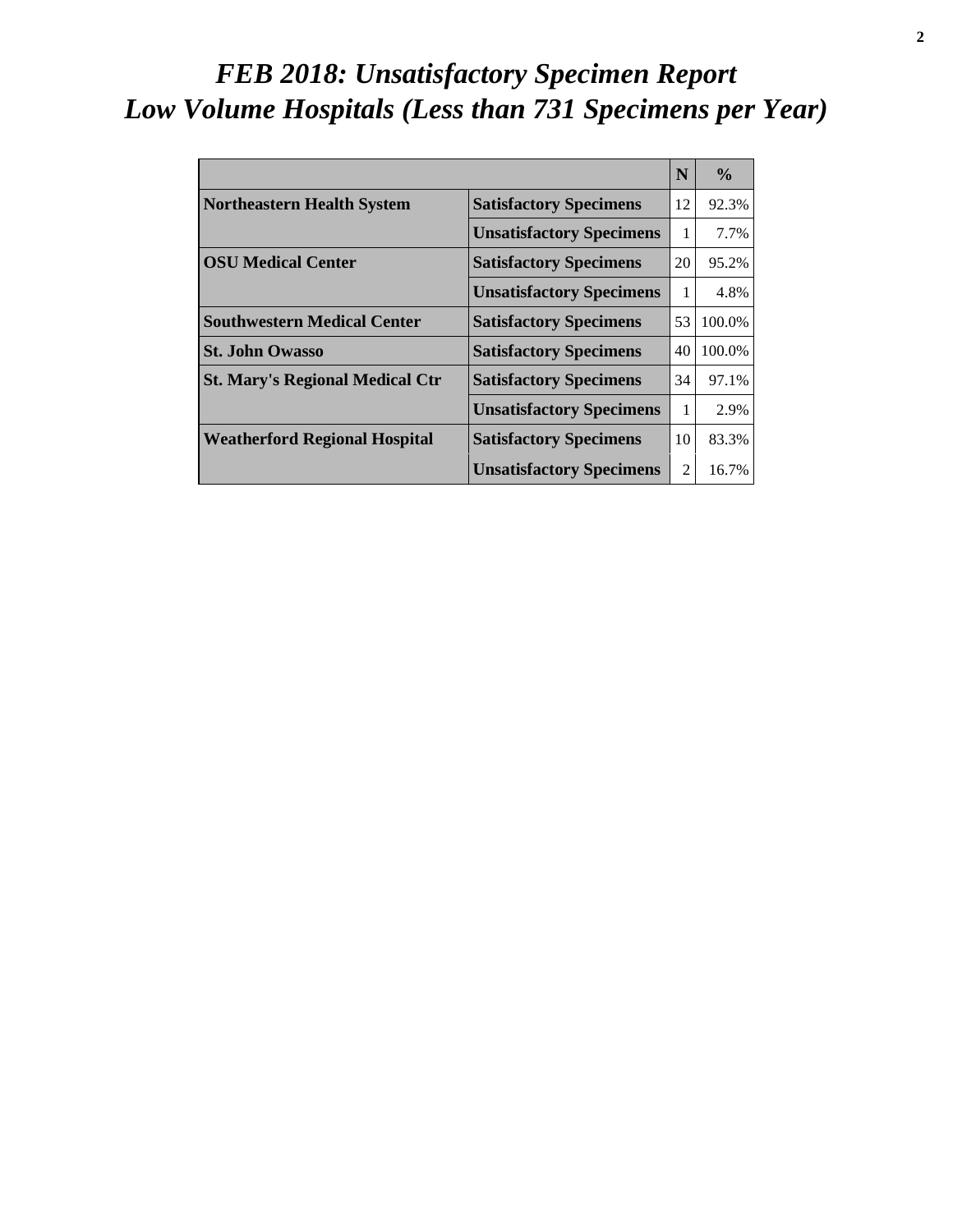# *FEB 2018: Unsatisfactory Specimen Report*
# *Low Volume Hospitals (Less than 731 Specimens per Year)*

| | | N | % |
|---|---|---|---|
| **Northeastern Health System** | **Satisfactory Specimens** | 12 | 92.3% |
| | **Unsatisfactory Specimens** | 1 | 7.7% |
| **OSU Medical Center** | **Satisfactory Specimens** | 20 | 95.2% |
| | **Unsatisfactory Specimens** | 1 | 4.8% |
| **Southwestern Medical Center** | **Satisfactory Specimens** | 53 | 100.0% |
| **St. John Owasso** | **Satisfactory Specimens** | 40 | 100.0% |
| **St. Mary's Regional Medical Ctr** | **Satisfactory Specimens** | 34 | 97.1% |
| | **Unsatisfactory Specimens** | 1 | 2.9% |
| **Weatherford Regional Hospital** | **Satisfactory Specimens** | 10 | 83.3% |
| | **Unsatisfactory Specimens** | 2 | 16.7% |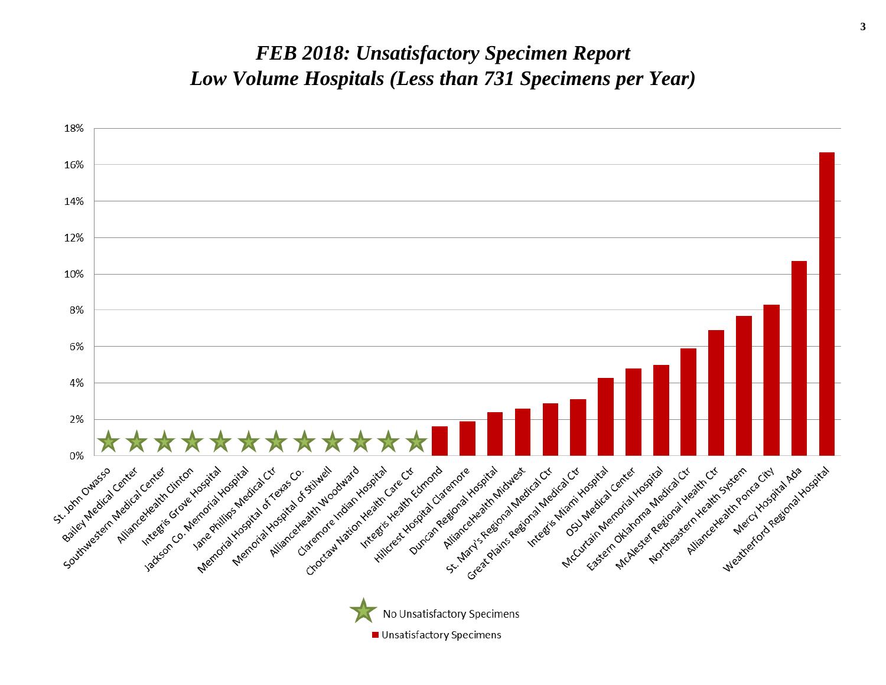# *FEB 2018: Unsatisfactory Specimen Report*
# *Low Volume Hospitals (Less than 731 Specimens per Year)*

| Hospital | Unsatisfactory Specimens |
| --- | --- |
| St. John Owasso | ★ |
| Bailey Medical Center | ★ |
| Southwestern Medical Center | ★ |
| AllianceHealth Clinton | ★ |
| Integris Grove Hospital | ★ |
| Jackson Co. Memorial Hospital | ★ |
| Jane Phillips Medical Ctr | ★ |
| Memorial Hospital of Texas Co. | ★ |
| Memorial Hospital of Stilwell | ★ |
| AllianceHealth Woodward | ★ |
| Claremore Indian Hospital | ★ |
| Choctaw Nation Health Care Ctr | ★ |
| Integris Health Edmond | ~1.6% |
| Hillcrest Hospital Claremore | ~1.9% |
| Duncan Regional Hospital | ~2.4% |
| AllianceHealth Midwest | ~2.6% |
| St. Mary's Regional Medical Ctr | ~2.9% |
| Great Plains Regional Medical Ctr | ~3.1% |
| Integris Miami Hospital | ~4.3% |
| OSU Medical Center | ~4.8% |
| McCurtain Memorial Hospital | ~5.0% |
| Eastern Oklahoma Medical Ctr | ~5.9% |
| McAlester Regional Health Ctr | ~6.9% |
| Northeastern Health System | ~7.7% |
| AllianceHealth Ponca City | ~8.3% |
| Mercy Hospital Ada | ~10.7% |
| Weatherford Regional Hospital | ~16.7% |

★ No Unsatisfactory Specimens

■ Unsatisfactory Specimens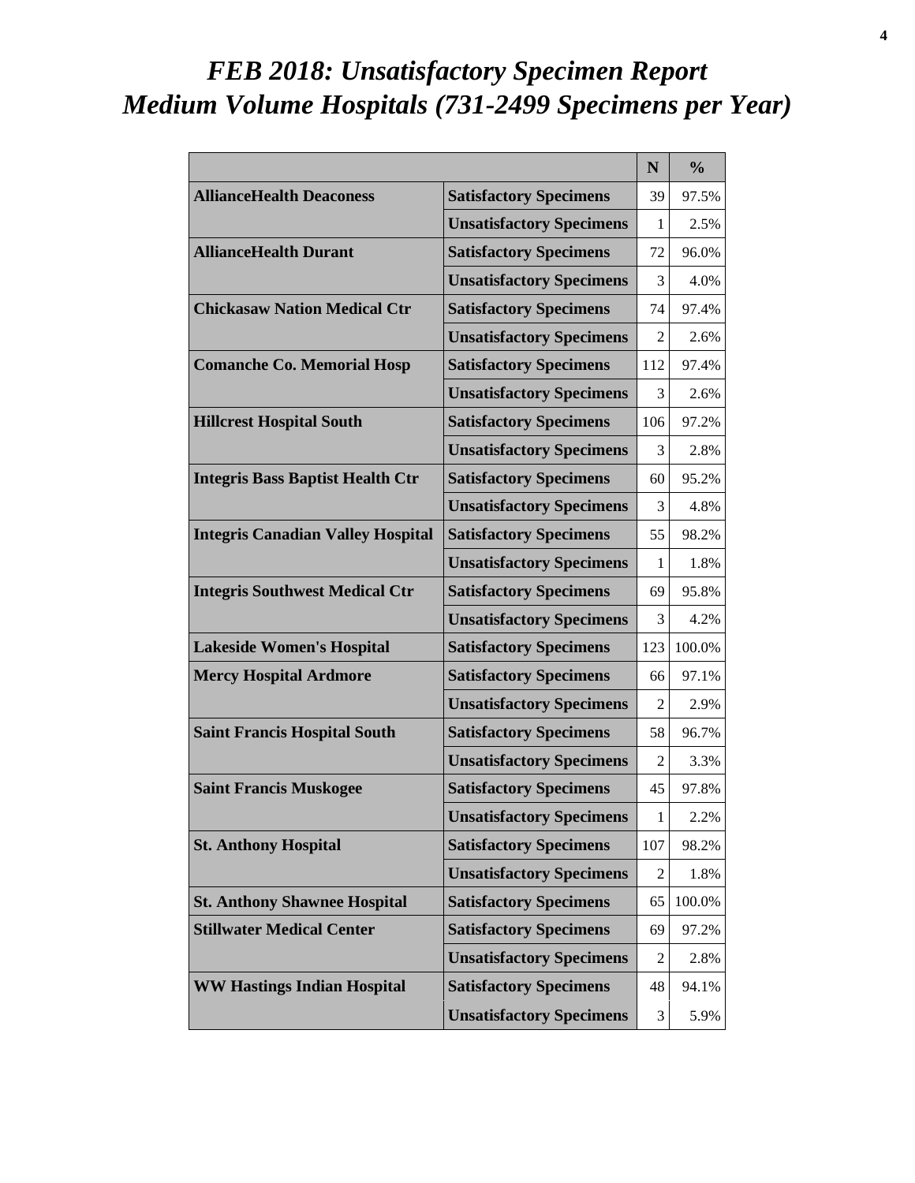# *FEB 2018: Unsatisfactory Specimen Report*
# *Medium Volume Hospitals (731-2499 Specimens per Year)*

| | | N | % |
|---|---|---|---|
| **AllianceHealth Deaconess** | **Satisfactory Specimens** | 39 | 97.5% |
| | **Unsatisfactory Specimens** | 1 | 2.5% |
| **AllianceHealth Durant** | **Satisfactory Specimens** | 72 | 96.0% |
| | **Unsatisfactory Specimens** | 3 | 4.0% |
| **Chickasaw Nation Medical Ctr** | **Satisfactory Specimens** | 74 | 97.4% |
| | **Unsatisfactory Specimens** | 2 | 2.6% |
| **Comanche Co. Memorial Hosp** | **Satisfactory Specimens** | 112 | 97.4% |
| | **Unsatisfactory Specimens** | 3 | 2.6% |
| **Hillcrest Hospital South** | **Satisfactory Specimens** | 106 | 97.2% |
| | **Unsatisfactory Specimens** | 3 | 2.8% |
| **Integris Bass Baptist Health Ctr** | **Satisfactory Specimens** | 60 | 95.2% |
| | **Unsatisfactory Specimens** | 3 | 4.8% |
| **Integris Canadian Valley Hospital** | **Satisfactory Specimens** | 55 | 98.2% |
| | **Unsatisfactory Specimens** | 1 | 1.8% |
| **Integris Southwest Medical Ctr** | **Satisfactory Specimens** | 69 | 95.8% |
| | **Unsatisfactory Specimens** | 3 | 4.2% |
| **Lakeside Women's Hospital** | **Satisfactory Specimens** | 123 | 100.0% |
| **Mercy Hospital Ardmore** | **Satisfactory Specimens** | 66 | 97.1% |
| | **Unsatisfactory Specimens** | 2 | 2.9% |
| **Saint Francis Hospital South** | **Satisfactory Specimens** | 58 | 96.7% |
| | **Unsatisfactory Specimens** | 2 | 3.3% |
| **Saint Francis Muskogee** | **Satisfactory Specimens** | 45 | 97.8% |
| | **Unsatisfactory Specimens** | 1 | 2.2% |
| **St. Anthony Hospital** | **Satisfactory Specimens** | 107 | 98.2% |
| | **Unsatisfactory Specimens** | 2 | 1.8% |
| **St. Anthony Shawnee Hospital** | **Satisfactory Specimens** | 65 | 100.0% |
| **Stillwater Medical Center** | **Satisfactory Specimens** | 69 | 97.2% |
| | **Unsatisfactory Specimens** | 2 | 2.8% |
| **WW Hastings Indian Hospital** | **Satisfactory Specimens** | 48 | 94.1% |
| | **Unsatisfactory Specimens** | 3 | 5.9% |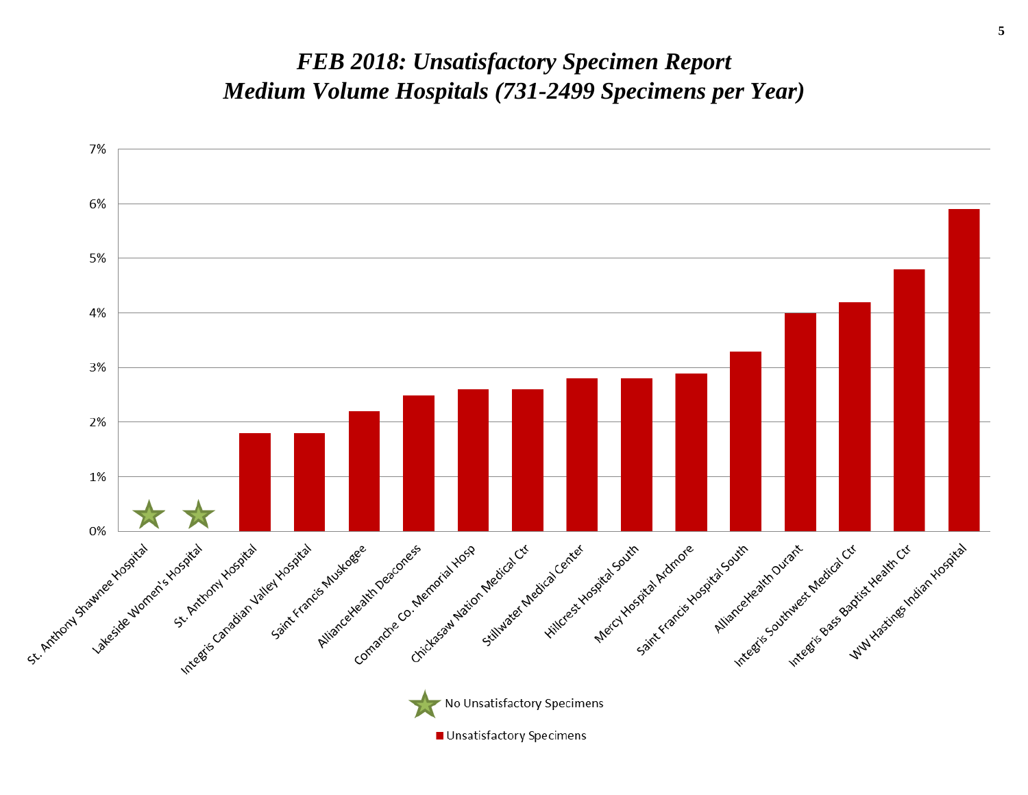# *FEB 2018: Unsatisfactory Specimen Report*
# *Medium Volume Hospitals (731-2499 Specimens per Year)*

| Hospital | Unsatisfactory Specimens |
| --- | --- |
| St. Anthony Shawnee Hospital | No Unsatisfactory Specimens |
| Lakeside Women's Hospital | No Unsatisfactory Specimens |
| St. Anthony Hospital | 1.8% |
| Integris Canadian Valley Hospital | 1.8% |
| Saint Francis Muskogee | 2.2% |
| AllianceHealth Deaconess | 2.5% |
| Comanche Co. Memorial Hosp | 2.6% |
| Chickasaw Nation Medical Ctr | 2.6% |
| Stillwater Medical Center | 2.8% |
| Hillcrest Hospital South | 2.8% |
| Mercy Hospital Ardmore | 2.9% |
| Saint Francis Hospital South | 3.3% |
| AllianceHealth Durant | 4.0% |
| Integris Southwest Medical Ctr | 4.2% |
| Integris Bass Baptist Health Ctr | 4.8% |
| WW Hastings Indian Hospital | 5.9% |

★ No Unsatisfactory Specimens

■ Unsatisfactory Specimens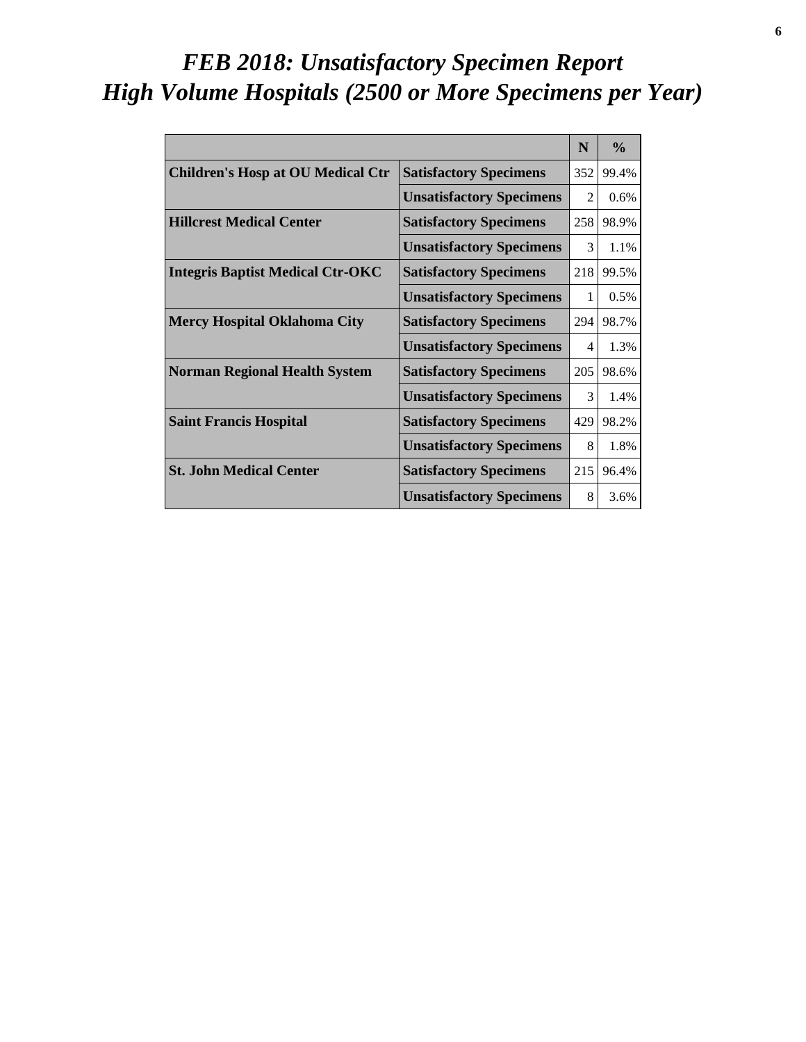# *FEB 2018: Unsatisfactory Specimen Report*
# *High Volume Hospitals (2500 or More Specimens per Year)*

| | | N | % |
|---|---|---|---|
| **Children's Hosp at OU Medical Ctr** | **Satisfactory Specimens** | 352 | 99.4% |
| | **Unsatisfactory Specimens** | 2 | 0.6% |
| **Hillcrest Medical Center** | **Satisfactory Specimens** | 258 | 98.9% |
| | **Unsatisfactory Specimens** | 3 | 1.1% |
| **Integris Baptist Medical Ctr-OKC** | **Satisfactory Specimens** | 218 | 99.5% |
| | **Unsatisfactory Specimens** | 1 | 0.5% |
| **Mercy Hospital Oklahoma City** | **Satisfactory Specimens** | 294 | 98.7% |
| | **Unsatisfactory Specimens** | 4 | 1.3% |
| **Norman Regional Health System** | **Satisfactory Specimens** | 205 | 98.6% |
| | **Unsatisfactory Specimens** | 3 | 1.4% |
| **Saint Francis Hospital** | **Satisfactory Specimens** | 429 | 98.2% |
| | **Unsatisfactory Specimens** | 8 | 1.8% |
| **St. John Medical Center** | **Satisfactory Specimens** | 215 | 96.4% |
| | **Unsatisfactory Specimens** | 8 | 3.6% |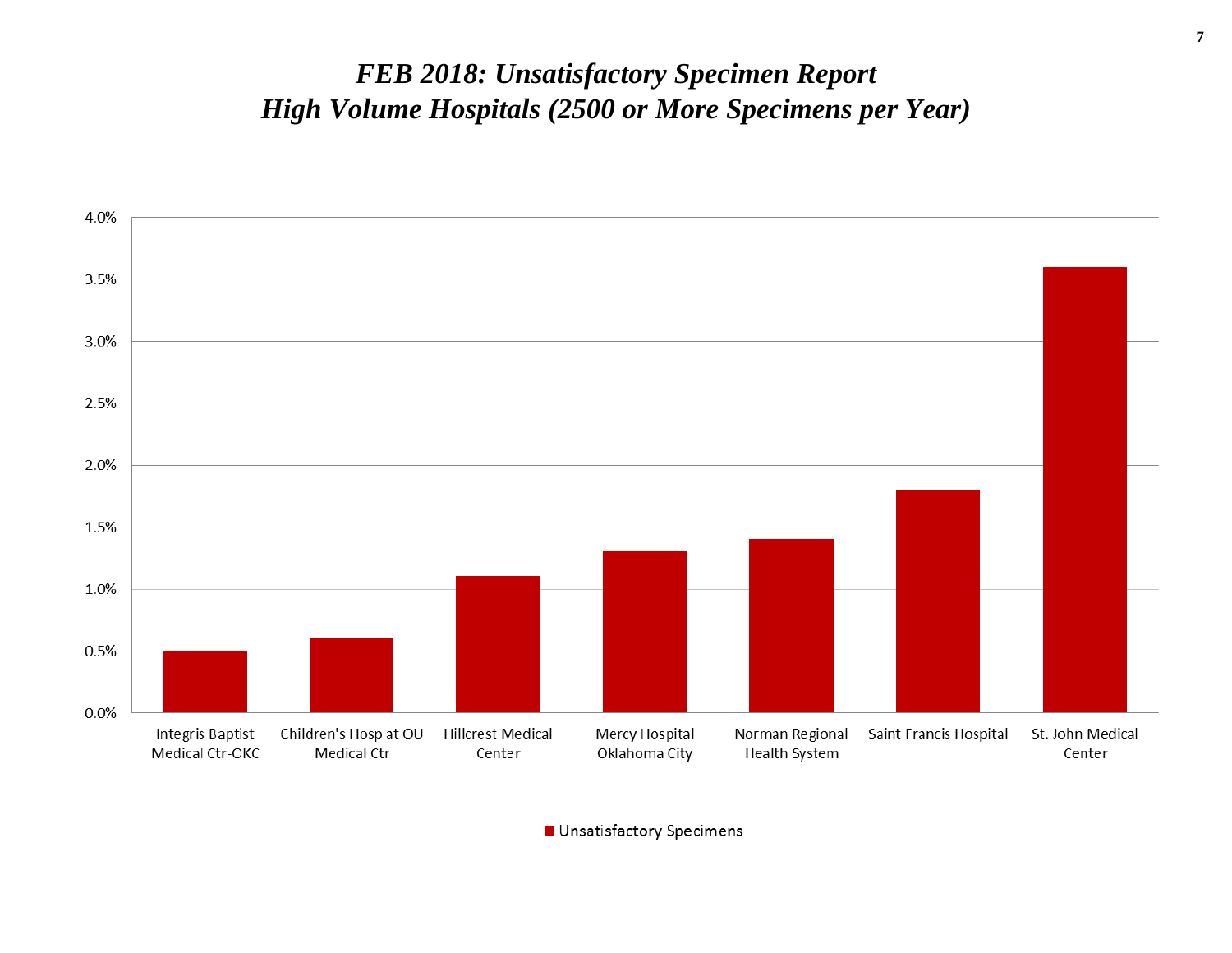# *FEB 2018: Unsatisfactory Specimen Report*
# *High Volume Hospitals (2500 or More Specimens per Year)*

4.0%
3.5%
3.0%
2.5%
2.0%
1.5%
1.0%
0.5%
0.0%

Integris Baptist Medical Ctr-OKC
Children's Hosp at OU Medical Ctr
Hillcrest Medical Center
Mercy Hospital Oklahoma City
Norman Regional Health System
Saint Francis Hospital
St. John Medical Center

Unsatisfactory Specimens